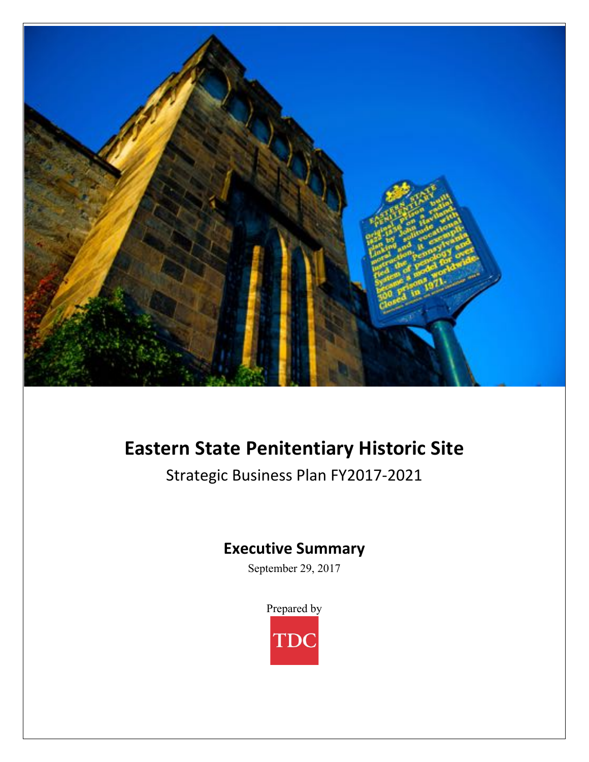# Eastern State Penitentiary Historic Site

Strategic Business Plan FY2017-2021

## Executive Summary

September 29, 2017

Prepared by

TDC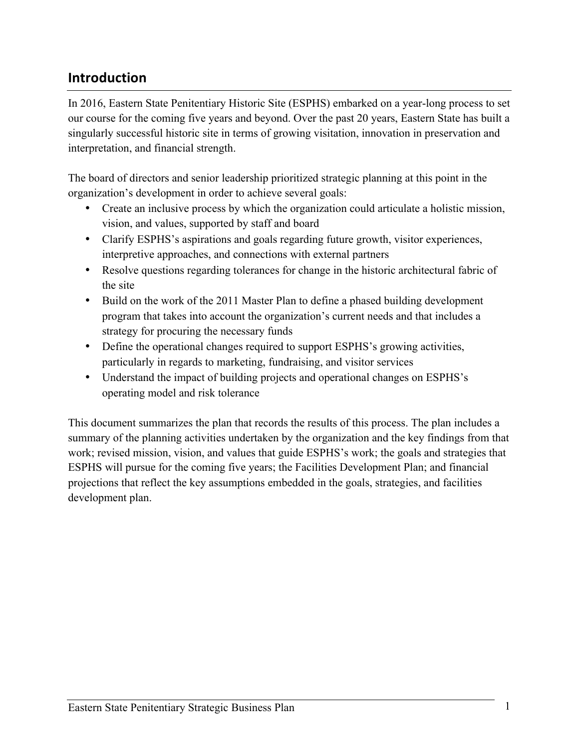## Introduction

In 2016, Eastern State Penitentiary Historic Site (ESPHS) embarked on a year-long process to set our course for the coming five years and beyond. Over the past 20 years, Eastern State has built a singularly successful historic site in terms of growing visitation, innovation in preservation and interpretation, and financial strength.

The board of directors and senior leadership prioritized strategic planning at this point in the organization's development in order to achieve several goals:

- Create an inclusive process by which the organization could articulate a holistic mission, vision, and values, supported by staff and board
- Clarify ESPHS's aspirations and goals regarding future growth, visitor experiences, interpretive approaches, and connections with external partners
- Resolve questions regarding tolerances for change in the historic architectural fabric of the site
- Build on the work of the 2011 Master Plan to define a phased building development program that takes into account the organization's current needs and that includes a strategy for procuring the necessary funds
- Define the operational changes required to support ESPHS's growing activities, particularly in regards to marketing, fundraising, and visitor services
- Understand the impact of building projects and operational changes on ESPHS's operating model and risk tolerance

This document summarizes the plan that records the results of this process. The plan includes a summary of the planning activities undertaken by the organization and the key findings from that work; revised mission, vision, and values that guide ESPHS's work; the goals and strategies that ESPHS will pursue for the coming five years; the Facilities Development Plan; and financial projections that reflect the key assumptions embedded in the goals, strategies, and facilities development plan.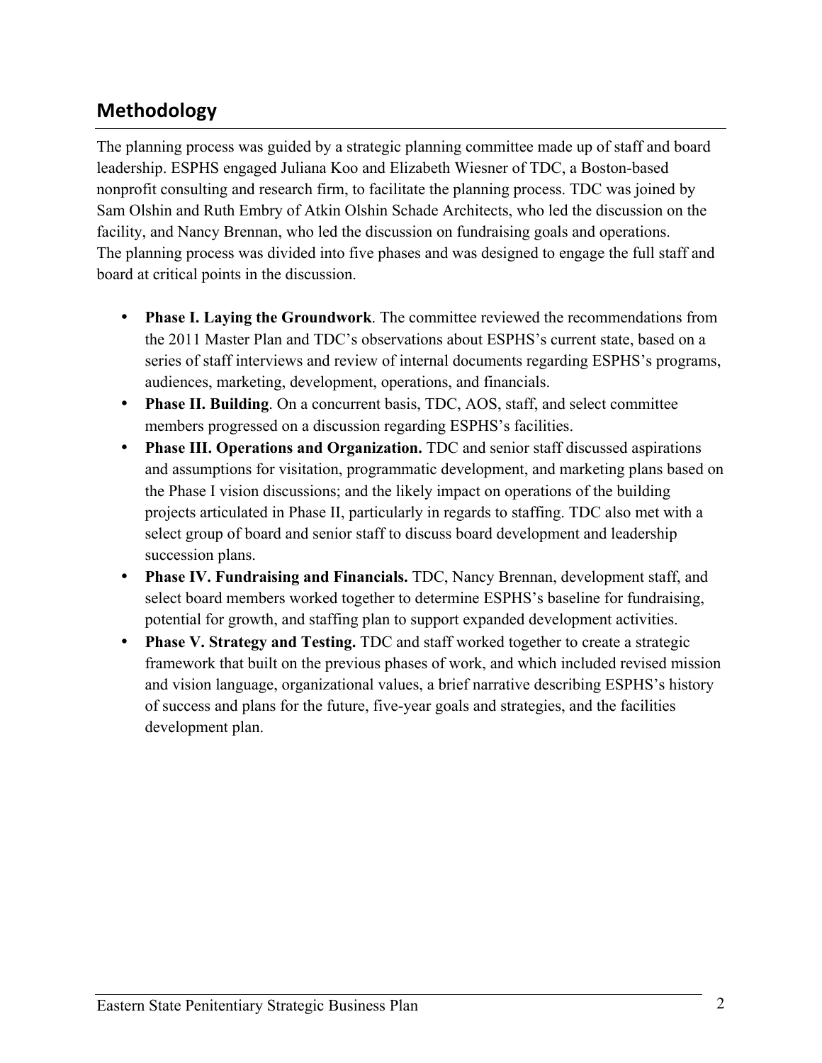## Methodology

The planning process was guided by a strategic planning committee made up of staff and board leadership. ESPHS engaged Juliana Koo and Elizabeth Wiesner of TDC, a Boston-based nonprofit consulting and research firm, to facilitate the planning process. TDC was joined by Sam Olshin and Ruth Embry of Atkin Olshin Schade Architects, who led the discussion on the facility, and Nancy Brennan, who led the discussion on fundraising goals and operations. The planning process was divided into five phases and was designed to engage the full staff and board at critical points in the discussion.

- **Phase I. Laying the Groundwork**. The committee reviewed the recommendations from the 2011 Master Plan and TDC's observations about ESPHS's current state, based on a series of staff interviews and review of internal documents regarding ESPHS's programs, audiences, marketing, development, operations, and financials.
- **Phase II. Building**. On a concurrent basis, TDC, AOS, staff, and select committee members progressed on a discussion regarding ESPHS's facilities.
- **Phase III. Operations and Organization.** TDC and senior staff discussed aspirations and assumptions for visitation, programmatic development, and marketing plans based on the Phase I vision discussions; and the likely impact on operations of the building projects articulated in Phase II, particularly in regards to staffing. TDC also met with a select group of board and senior staff to discuss board development and leadership succession plans.
- **Phase IV. Fundraising and Financials.** TDC, Nancy Brennan, development staff, and select board members worked together to determine ESPHS's baseline for fundraising, potential for growth, and staffing plan to support expanded development activities.
- **Phase V. Strategy and Testing.** TDC and staff worked together to create a strategic framework that built on the previous phases of work, and which included revised mission and vision language, organizational values, a brief narrative describing ESPHS's history of success and plans for the future, five-year goals and strategies, and the facilities development plan.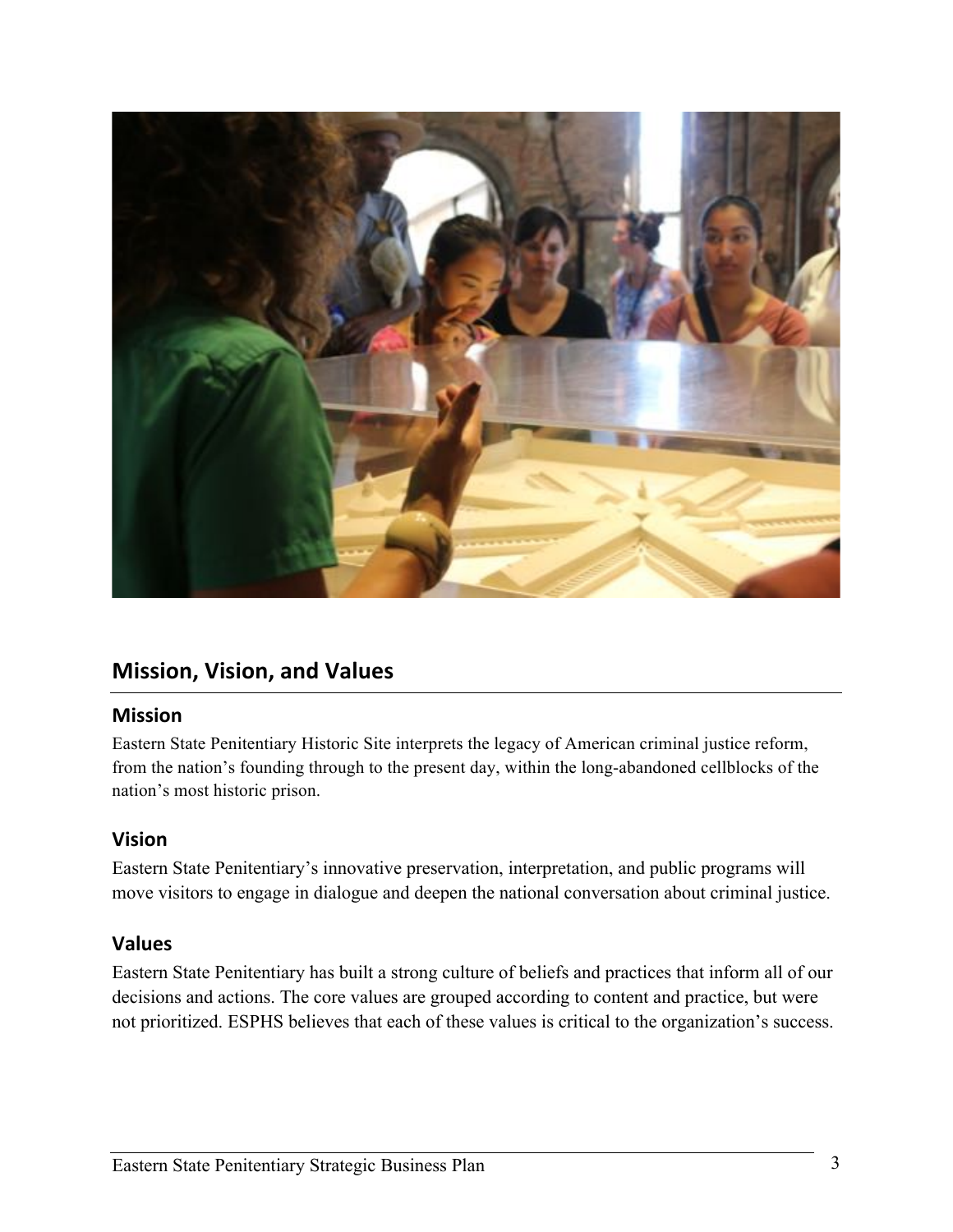## Mission, Vision, and Values

### Mission

Eastern State Penitentiary Historic Site interprets the legacy of American criminal justice reform, from the nation's founding through to the present day, within the long-abandoned cellblocks of the nation's most historic prison.

### Vision

Eastern State Penitentiary's innovative preservation, interpretation, and public programs will move visitors to engage in dialogue and deepen the national conversation about criminal justice.

### Values

Eastern State Penitentiary has built a strong culture of beliefs and practices that inform all of our decisions and actions. The core values are grouped according to content and practice, but were not prioritized. ESPHS believes that each of these values is critical to the organization's success.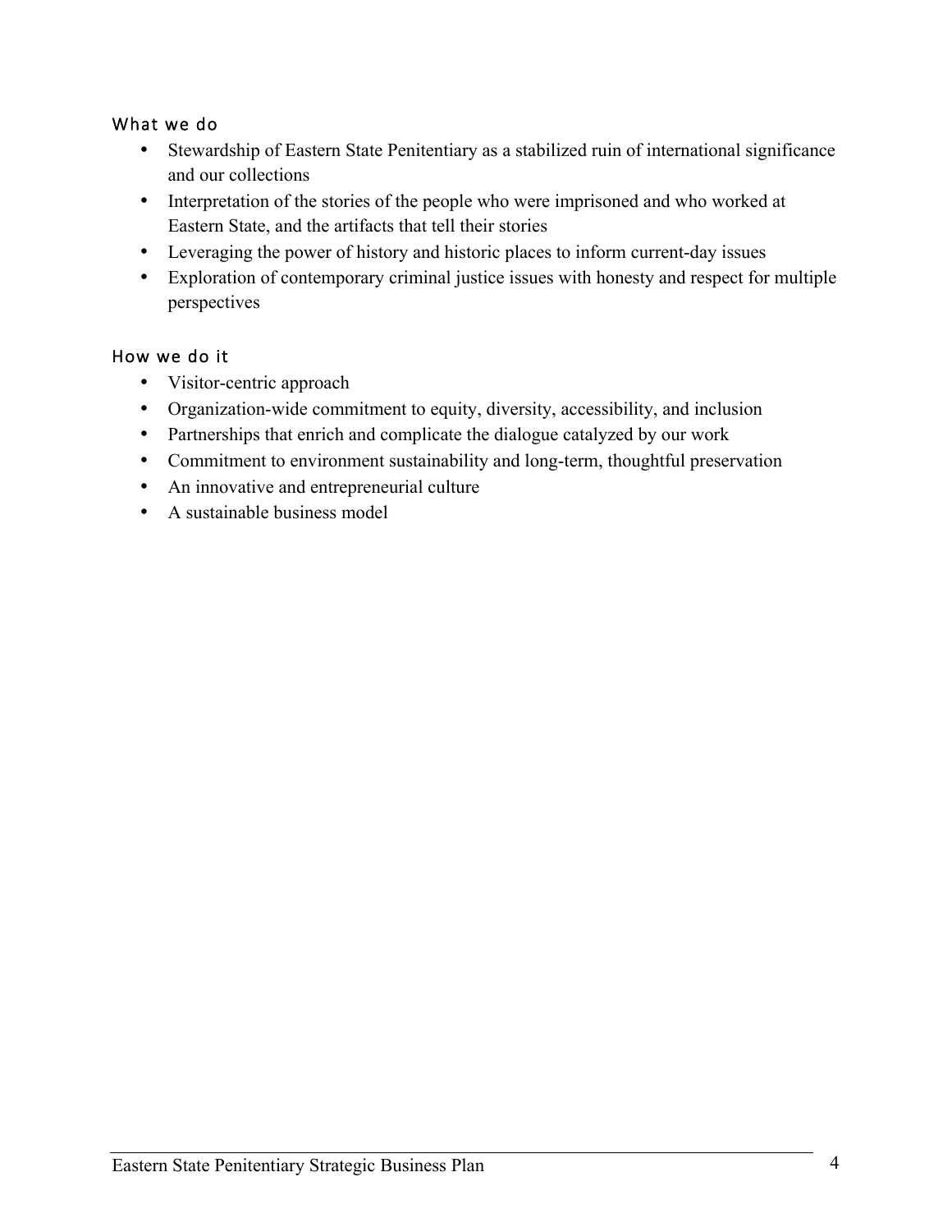### What we do

- Stewardship of Eastern State Penitentiary as a stabilized ruin of international significance and our collections
- Interpretation of the stories of the people who were imprisoned and who worked at Eastern State, and the artifacts that tell their stories
- Leveraging the power of history and historic places to inform current-day issues
- Exploration of contemporary criminal justice issues with honesty and respect for multiple perspectives

### How we do it

- Visitor-centric approach
- Organization-wide commitment to equity, diversity, accessibility, and inclusion
- Partnerships that enrich and complicate the dialogue catalyzed by our work
- Commitment to environment sustainability and long-term, thoughtful preservation
- An innovative and entrepreneurial culture
- A sustainable business model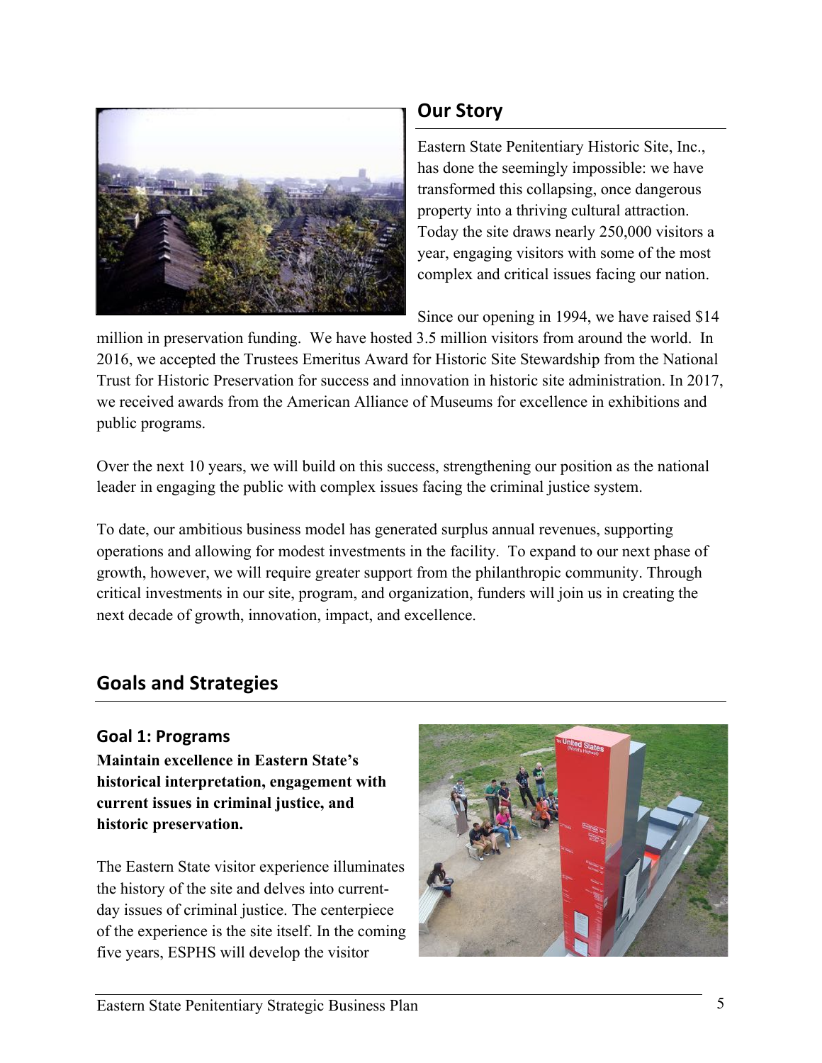## Our Story

Eastern State Penitentiary Historic Site, Inc., has done the seemingly impossible: we have transformed this collapsing, once dangerous property into a thriving cultural attraction. Today the site draws nearly 250,000 visitors a year, engaging visitors with some of the most complex and critical issues facing our nation.

Since our opening in 1994, we have raised $14 million in preservation funding. We have hosted 3.5 million visitors from around the world. In 2016, we accepted the Trustees Emeritus Award for Historic Site Stewardship from the National Trust for Historic Preservation for success and innovation in historic site administration. In 2017, we received awards from the American Alliance of Museums for excellence in exhibitions and public programs.

Over the next 10 years, we will build on this success, strengthening our position as the national leader in engaging the public with complex issues facing the criminal justice system.

To date, our ambitious business model has generated surplus annual revenues, supporting operations and allowing for modest investments in the facility. To expand to our next phase of growth, however, we will require greater support from the philanthropic community. Through critical investments in our site, program, and organization, funders will join us in creating the next decade of growth, innovation, impact, and excellence.

## Goals and Strategies

### Goal 1: Programs

**Maintain excellence in Eastern State's historical interpretation, engagement with current issues in criminal justice, and historic preservation.**

The Eastern State visitor experience illuminates the history of the site and delves into current-day issues of criminal justice. The centerpiece of the experience is the site itself. In the coming five years, ESPHS will develop the visitor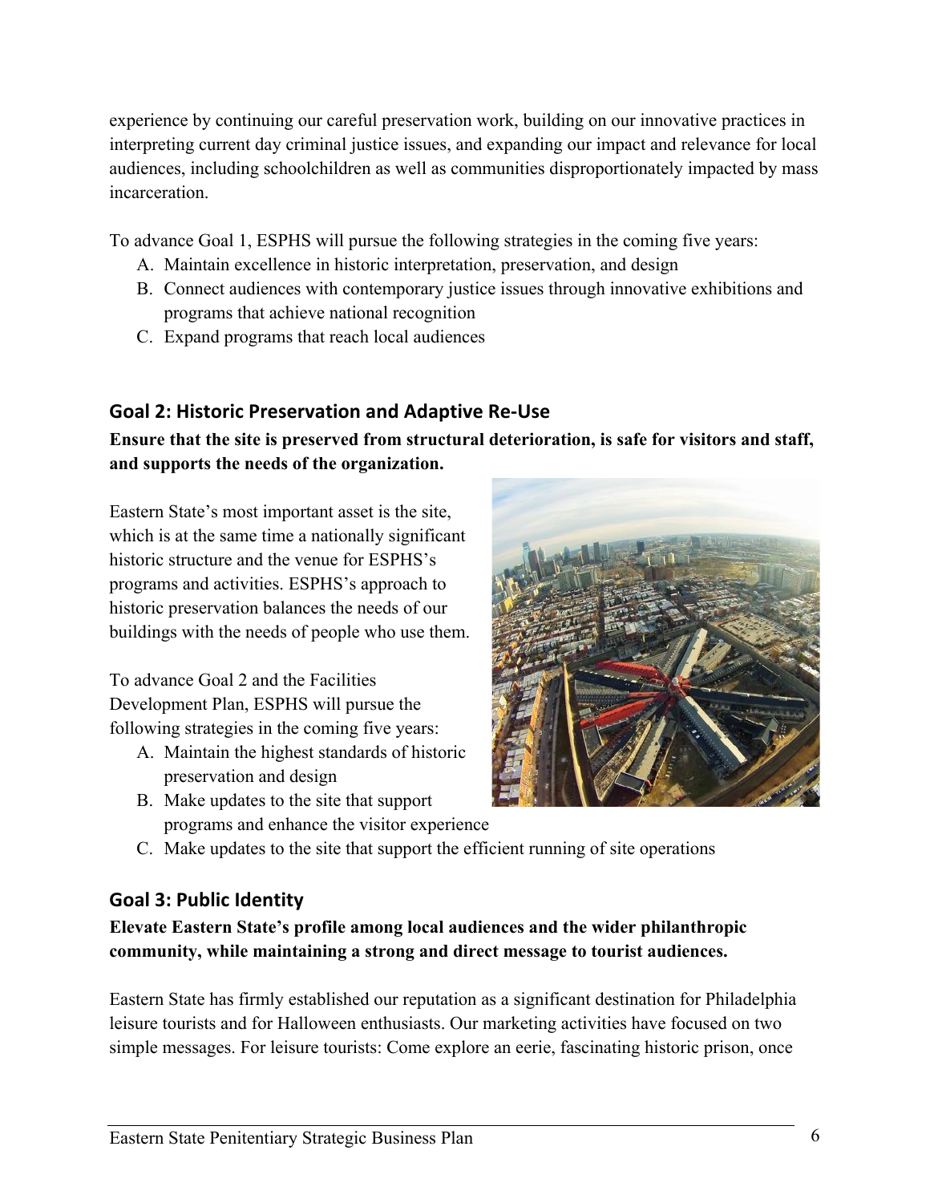experience by continuing our careful preservation work, building on our innovative practices in interpreting current day criminal justice issues, and expanding our impact and relevance for local audiences, including schoolchildren as well as communities disproportionately impacted by mass incarceration.

To advance Goal 1, ESPHS will pursue the following strategies in the coming five years:

A. Maintain excellence in historic interpretation, preservation, and design
B. Connect audiences with contemporary justice issues through innovative exhibitions and programs that achieve national recognition
C. Expand programs that reach local audiences

## Goal 2: Historic Preservation and Adaptive Re-Use

**Ensure that the site is preserved from structural deterioration, is safe for visitors and staff, and supports the needs of the organization.**

Eastern State's most important asset is the site, which is at the same time a nationally significant historic structure and the venue for ESPHS's programs and activities. ESPHS's approach to historic preservation balances the needs of our buildings with the needs of people who use them.

To advance Goal 2 and the Facilities Development Plan, ESPHS will pursue the following strategies in the coming five years:

A. Maintain the highest standards of historic preservation and design
B. Make updates to the site that support programs and enhance the visitor experience
C. Make updates to the site that support the efficient running of site operations

## Goal 3: Public Identity

**Elevate Eastern State's profile among local audiences and the wider philanthropic community, while maintaining a strong and direct message to tourist audiences.**

Eastern State has firmly established our reputation as a significant destination for Philadelphia leisure tourists and for Halloween enthusiasts. Our marketing activities have focused on two simple messages. For leisure tourists: Come explore an eerie, fascinating historic prison, once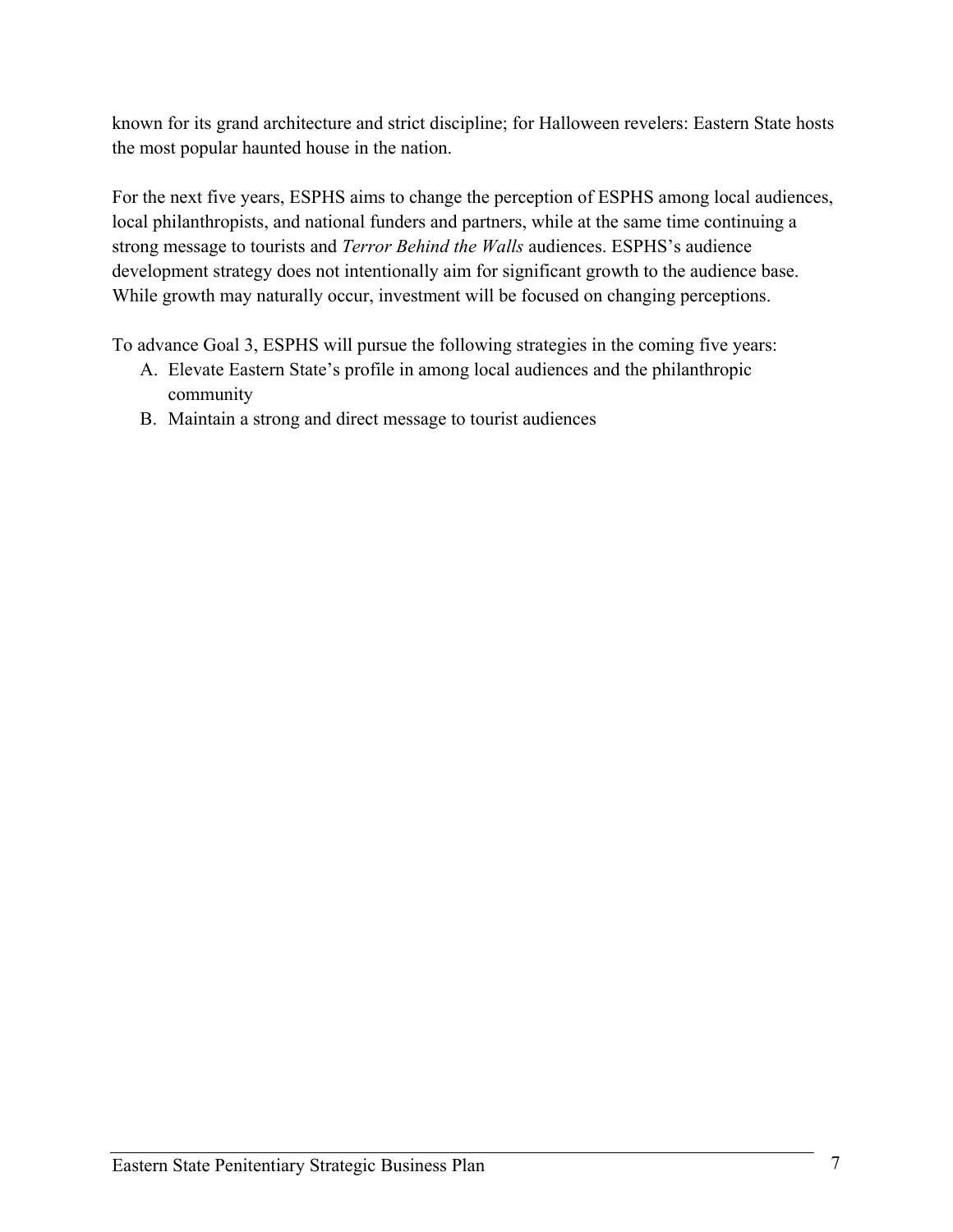known for its grand architecture and strict discipline; for Halloween revelers: Eastern State hosts the most popular haunted house in the nation.

For the next five years, ESPHS aims to change the perception of ESPHS among local audiences, local philanthropists, and national funders and partners, while at the same time continuing a strong message to tourists and *Terror Behind the Walls* audiences. ESPHS's audience development strategy does not intentionally aim for significant growth to the audience base. While growth may naturally occur, investment will be focused on changing perceptions.

To advance Goal 3, ESPHS will pursue the following strategies in the coming five years:

A. Elevate Eastern State's profile in among local audiences and the philanthropic community
B. Maintain a strong and direct message to tourist audiences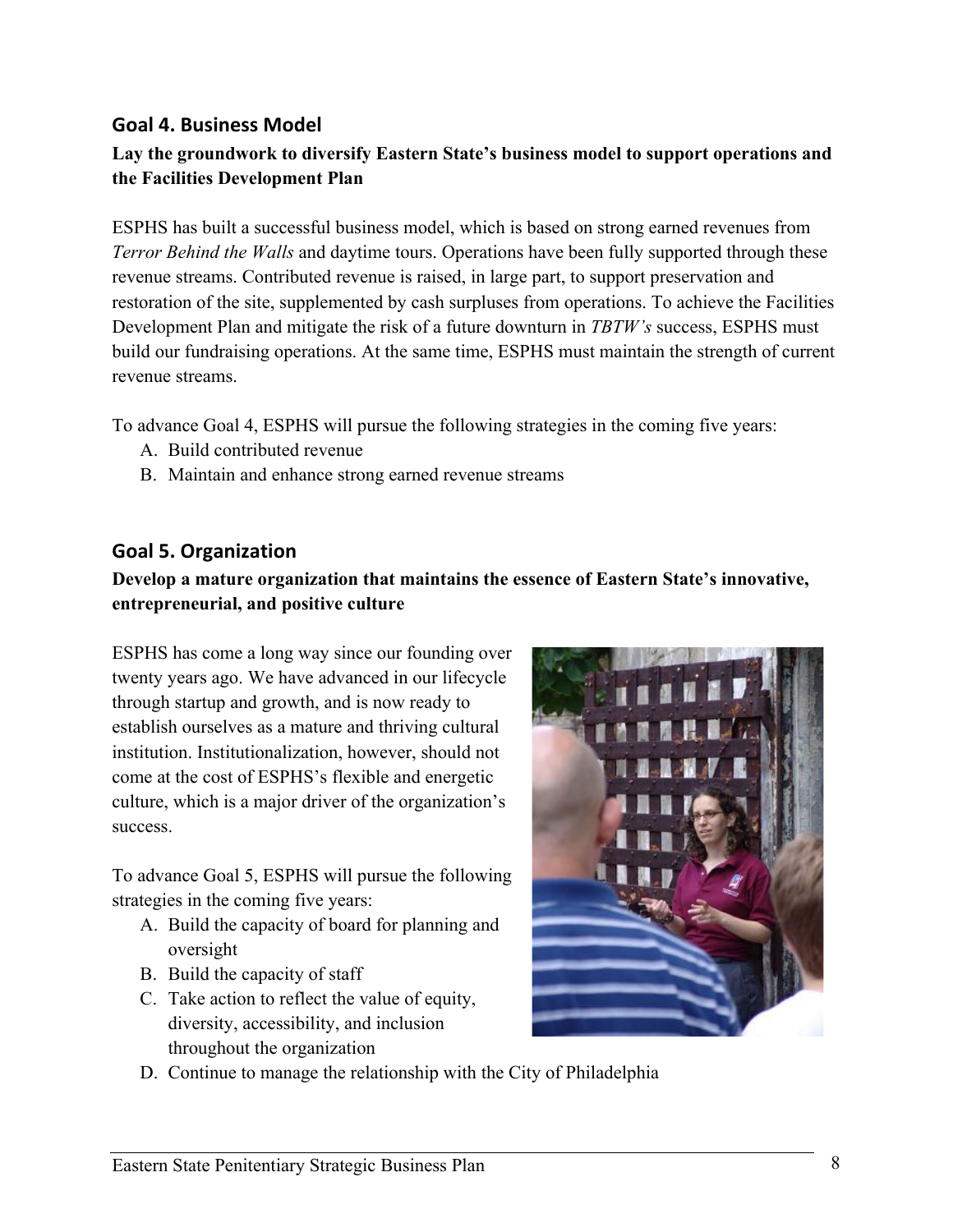## Goal 4. Business Model

**Lay the groundwork to diversify Eastern State's business model to support operations and the Facilities Development Plan**

ESPHS has built a successful business model, which is based on strong earned revenues from *Terror Behind the Walls* and daytime tours. Operations have been fully supported through these revenue streams. Contributed revenue is raised, in large part, to support preservation and restoration of the site, supplemented by cash surpluses from operations. To achieve the Facilities Development Plan and mitigate the risk of a future downturn in *TBTW's* success, ESPHS must build our fundraising operations. At the same time, ESPHS must maintain the strength of current revenue streams.

To advance Goal 4, ESPHS will pursue the following strategies in the coming five years:

A. Build contributed revenue
B. Maintain and enhance strong earned revenue streams

## Goal 5. Organization

**Develop a mature organization that maintains the essence of Eastern State's innovative, entrepreneurial, and positive culture**

ESPHS has come a long way since our founding over twenty years ago. We have advanced in our lifecycle through startup and growth, and is now ready to establish ourselves as a mature and thriving cultural institution. Institutionalization, however, should not come at the cost of ESPHS's flexible and energetic culture, which is a major driver of the organization's success.

To advance Goal 5, ESPHS will pursue the following strategies in the coming five years:

A. Build the capacity of board for planning and oversight
B. Build the capacity of staff
C. Take action to reflect the value of equity, diversity, accessibility, and inclusion throughout the organization
D. Continue to manage the relationship with the City of Philadelphia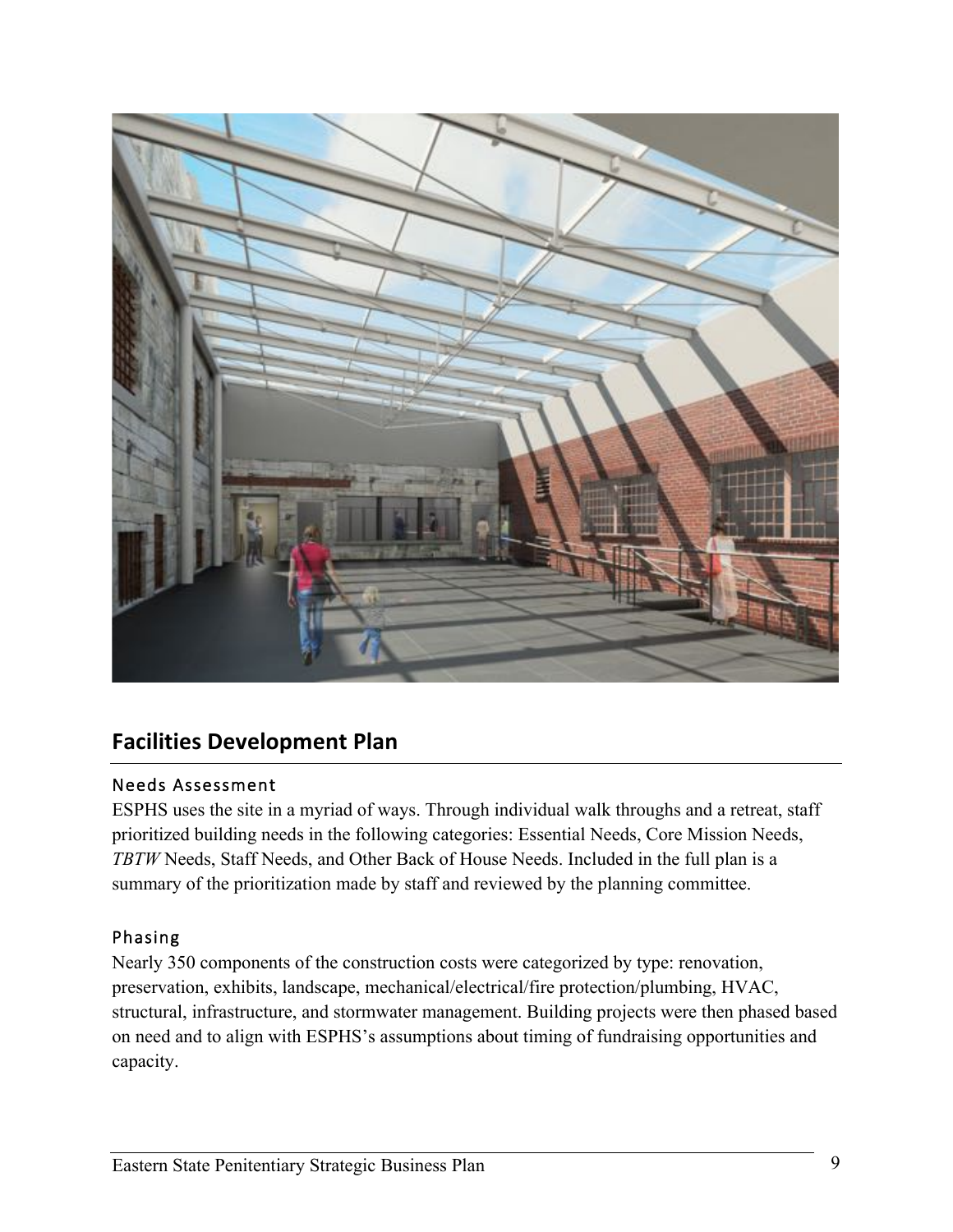## Facilities Development Plan

### Needs Assessment

ESPHS uses the site in a myriad of ways. Through individual walk throughs and a retreat, staff prioritized building needs in the following categories: Essential Needs, Core Mission Needs, *TBTW* Needs, Staff Needs, and Other Back of House Needs. Included in the full plan is a summary of the prioritization made by staff and reviewed by the planning committee.

### Phasing

Nearly 350 components of the construction costs were categorized by type: renovation, preservation, exhibits, landscape, mechanical/electrical/fire protection/plumbing, HVAC, structural, infrastructure, and stormwater management. Building projects were then phased based on need and to align with ESPHS's assumptions about timing of fundraising opportunities and capacity.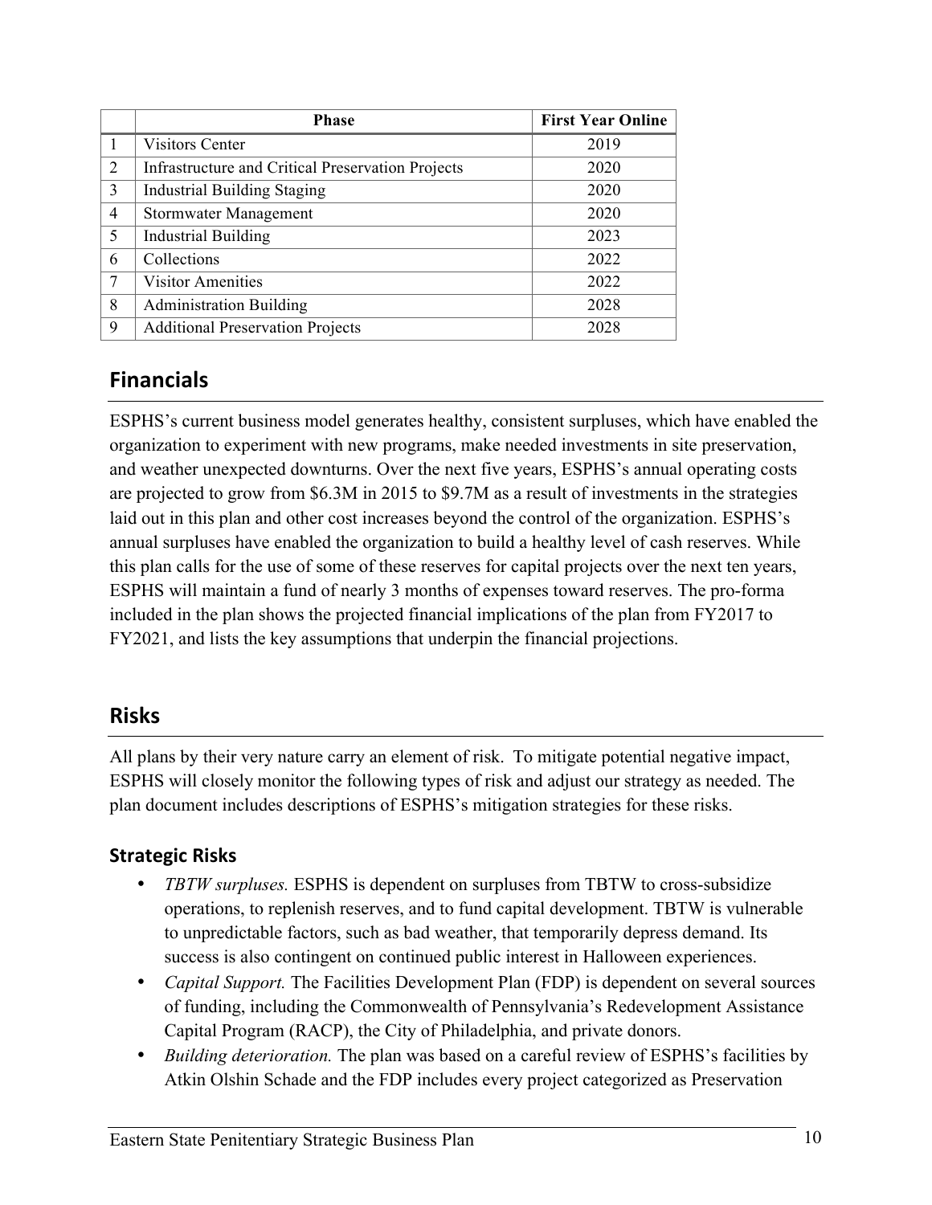| | Phase | First Year Online |
|---|---|---|
| 1 | Visitors Center | 2019 |
| 2 | Infrastructure and Critical Preservation Projects | 2020 |
| 3 | Industrial Building Staging | 2020 |
| 4 | Stormwater Management | 2020 |
| 5 | Industrial Building | 2023 |
| 6 | Collections | 2022 |
| 7 | Visitor Amenities | 2022 |
| 8 | Administration Building | 2028 |
| 9 | Additional Preservation Projects | 2028 |

## Financials

ESPHS's current business model generates healthy, consistent surpluses, which have enabled the organization to experiment with new programs, make needed investments in site preservation, and weather unexpected downturns. Over the next five years, ESPHS's annual operating costs are projected to grow from $6.3M in 2015 to $9.7M as a result of investments in the strategies laid out in this plan and other cost increases beyond the control of the organization. ESPHS's annual surpluses have enabled the organization to build a healthy level of cash reserves. While this plan calls for the use of some of these reserves for capital projects over the next ten years, ESPHS will maintain a fund of nearly 3 months of expenses toward reserves. The pro-forma included in the plan shows the projected financial implications of the plan from FY2017 to FY2021, and lists the key assumptions that underpin the financial projections.

## Risks

All plans by their very nature carry an element of risk. To mitigate potential negative impact, ESPHS will closely monitor the following types of risk and adjust our strategy as needed. The plan document includes descriptions of ESPHS's mitigation strategies for these risks.

### Strategic Risks

- *TBTW surpluses.* ESPHS is dependent on surpluses from TBTW to cross-subsidize operations, to replenish reserves, and to fund capital development. TBTW is vulnerable to unpredictable factors, such as bad weather, that temporarily depress demand. Its success is also contingent on continued public interest in Halloween experiences.
- *Capital Support.* The Facilities Development Plan (FDP) is dependent on several sources of funding, including the Commonwealth of Pennsylvania's Redevelopment Assistance Capital Program (RACP), the City of Philadelphia, and private donors.
- *Building deterioration.* The plan was based on a careful review of ESPHS's facilities by Atkin Olshin Schade and the FDP includes every project categorized as Preservation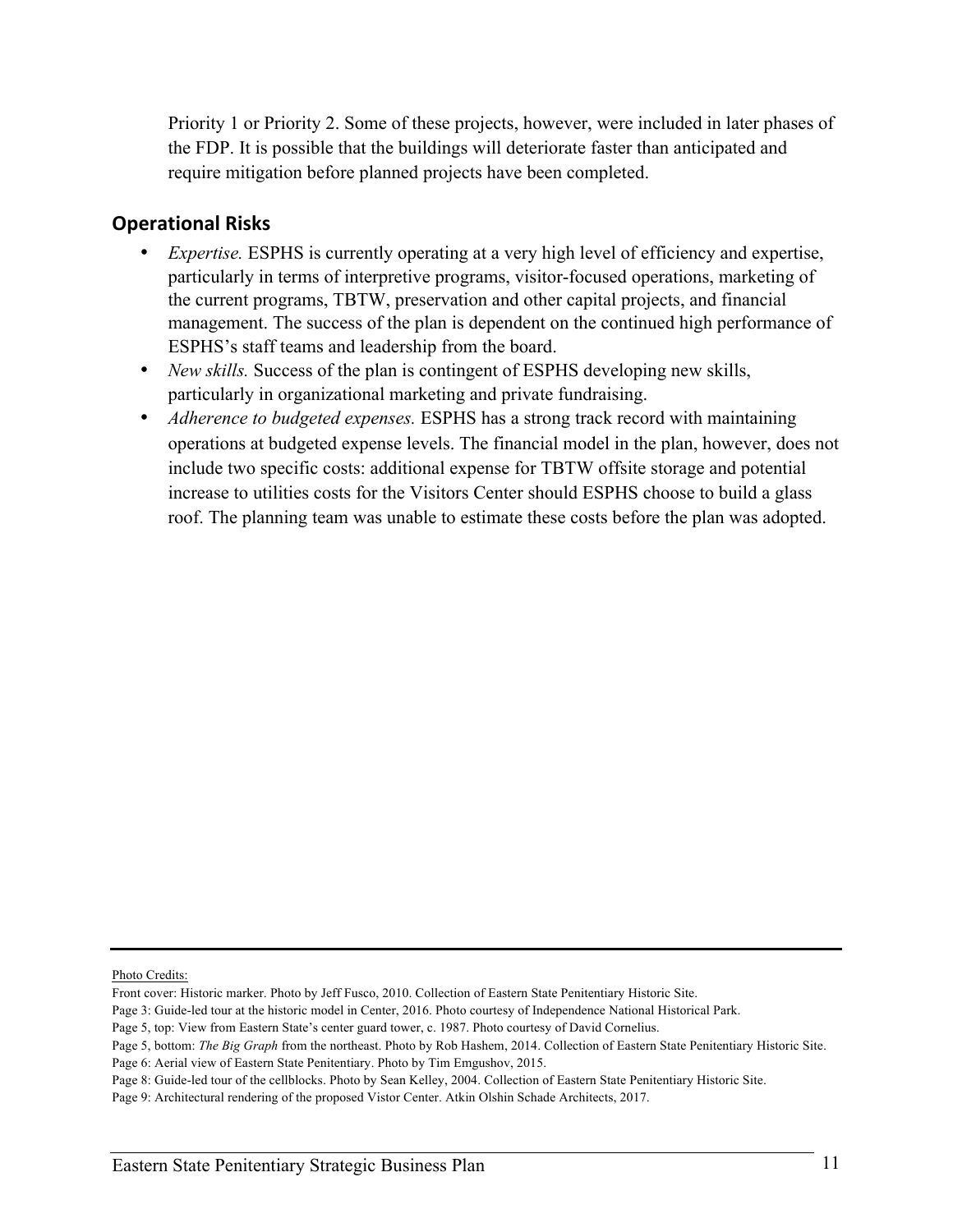Priority 1 or Priority 2. Some of these projects, however, were included in later phases of the FDP. It is possible that the buildings will deteriorate faster than anticipated and require mitigation before planned projects have been completed.

## Operational Risks

- *Expertise.* ESPHS is currently operating at a very high level of efficiency and expertise, particularly in terms of interpretive programs, visitor-focused operations, marketing of the current programs, TBTW, preservation and other capital projects, and financial management. The success of the plan is dependent on the continued high performance of ESPHS's staff teams and leadership from the board.
- *New skills.* Success of the plan is contingent of ESPHS developing new skills, particularly in organizational marketing and private fundraising.
- *Adherence to budgeted expenses.* ESPHS has a strong track record with maintaining operations at budgeted expense levels. The financial model in the plan, however, does not include two specific costs: additional expense for TBTW offsite storage and potential increase to utilities costs for the Visitors Center should ESPHS choose to build a glass roof. The planning team was unable to estimate these costs before the plan was adopted.

---

Photo Credits:

Front cover: Historic marker. Photo by Jeff Fusco, 2010. Collection of Eastern State Penitentiary Historic Site.

Page 3: Guide-led tour at the historic model in Center, 2016. Photo courtesy of Independence National Historical Park.

Page 5, top: View from Eastern State's center guard tower, c. 1987. Photo courtesy of David Cornelius.

Page 5, bottom: *The Big Graph* from the northeast. Photo by Rob Hashem, 2014. Collection of Eastern State Penitentiary Historic Site.

Page 6: Aerial view of Eastern State Penitentiary. Photo by Tim Emgushov, 2015.

Page 8: Guide-led tour of the cellblocks. Photo by Sean Kelley, 2004. Collection of Eastern State Penitentiary Historic Site.

Page 9: Architectural rendering of the proposed Vistor Center. Atkin Olshin Schade Architects, 2017.